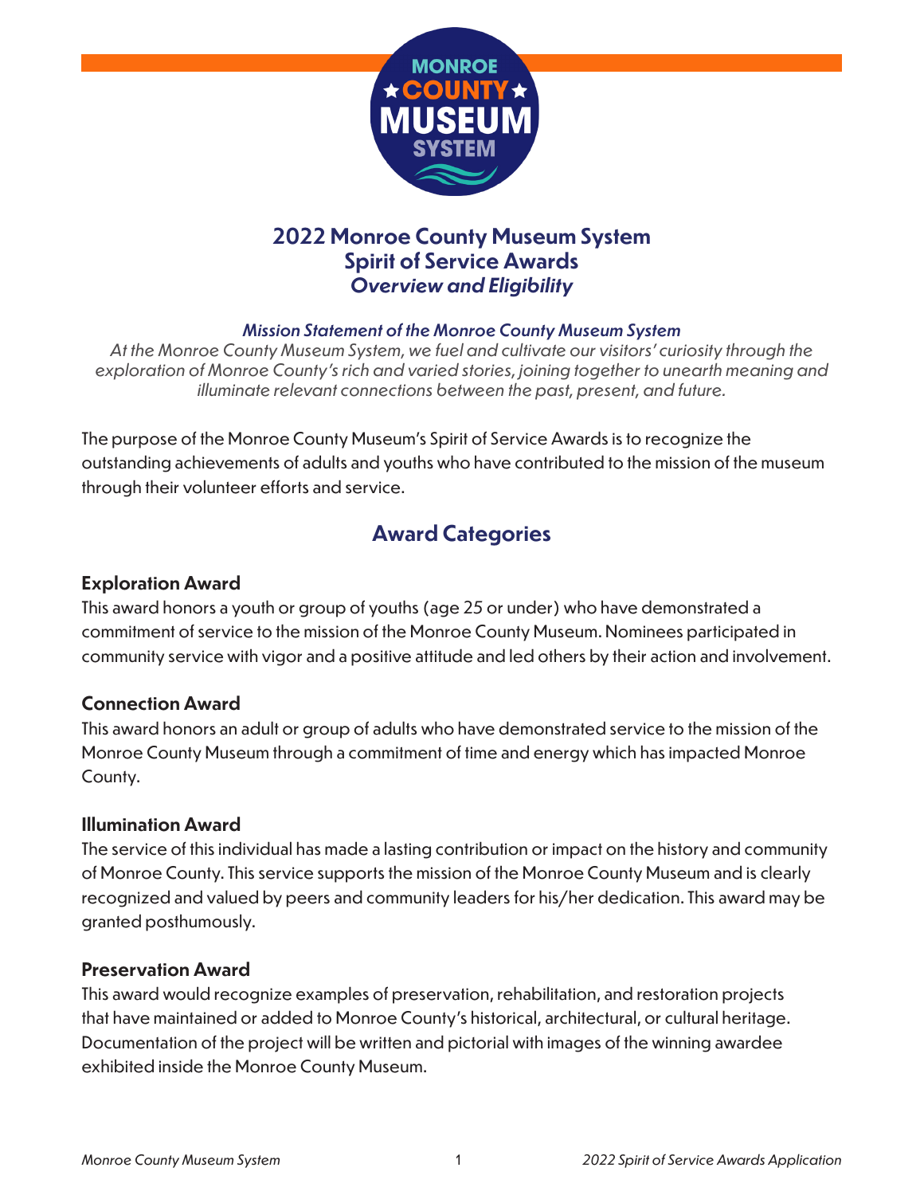# 2022 Monroe County Museum System Spirit of Service Awards
## *Overview and Eligibility*

***Mission Statement of the Monroe County Museum System***

*At the Monroe County Museum System, we fuel and cultivate our visitors' curiosity through the exploration of Monroe County's rich and varied stories, joining together to unearth meaning and illuminate relevant connections between the past, present, and future.*

The purpose of the Monroe County Museum's Spirit of Service Awards is to recognize the outstanding achievements of adults and youths who have contributed to the mission of the museum through their volunteer efforts and service.

## Award Categories

### Exploration Award

This award honors a youth or group of youths (age 25 or under) who have demonstrated a commitment of service to the mission of the Monroe County Museum. Nominees participated in community service with vigor and a positive attitude and led others by their action and involvement.

### Connection Award

This award honors an adult or group of adults who have demonstrated service to the mission of the Monroe County Museum through a commitment of time and energy which has impacted Monroe County.

### Illumination Award

The service of this individual has made a lasting contribution or impact on the history and community of Monroe County. This service supports the mission of the Monroe County Museum and is clearly recognized and valued by peers and community leaders for his/her dedication. This award may be granted posthumously.

### Preservation Award

This award would recognize examples of preservation, rehabilitation, and restoration projects that have maintained or added to Monroe County's historical, architectural, or cultural heritage. Documentation of the project will be written and pictorial with images of the winning awardee exhibited inside the Monroe County Museum.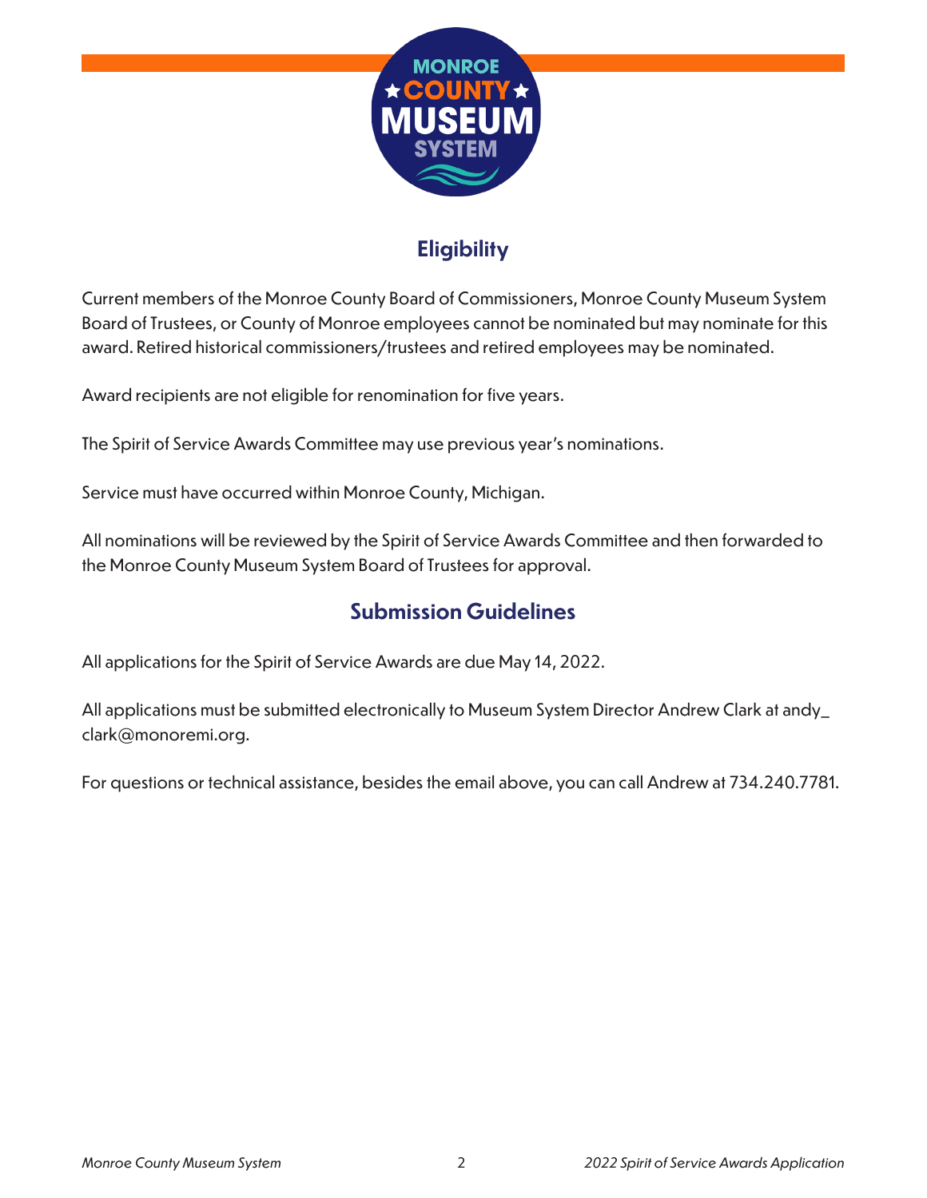## Eligibility

Current members of the Monroe County Board of Commissioners, Monroe County Museum System Board of Trustees, or County of Monroe employees cannot be nominated but may nominate for this award. Retired historical commissioners/trustees and retired employees may be nominated.

Award recipients are not eligible for renomination for five years.

The Spirit of Service Awards Committee may use previous year's nominations.

Service must have occurred within Monroe County, Michigan.

All nominations will be reviewed by the Spirit of Service Awards Committee and then forwarded to the Monroe County Museum System Board of Trustees for approval.

## Submission Guidelines

All applications for the Spirit of Service Awards are due May 14, 2022.

All applications must be submitted electronically to Museum System Director Andrew Clark at andy_clark@monoremi.org.

For questions or technical assistance, besides the email above, you can call Andrew at 734.240.7781.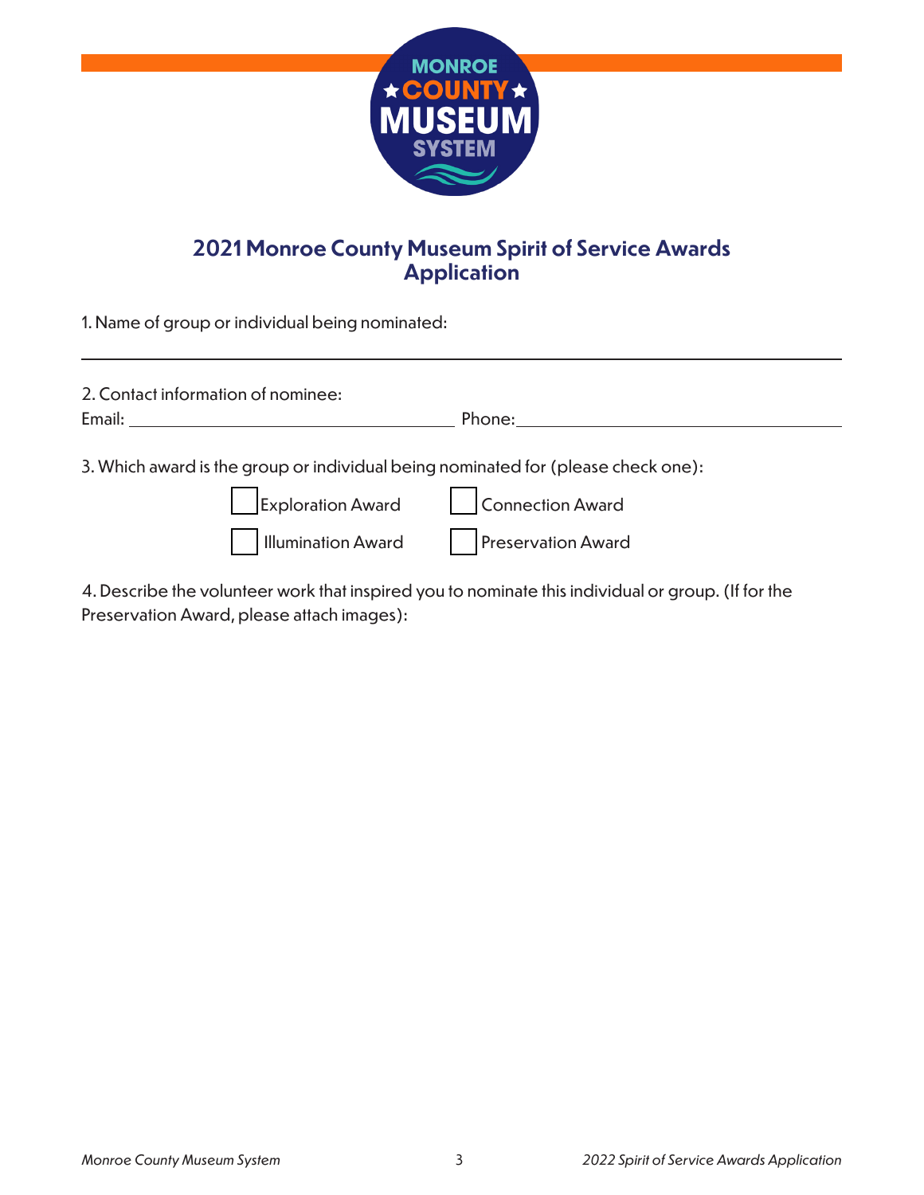## 2021 Monroe County Museum Spirit of Service Awards Application

1. Name of group or individual being nominated:

______________________________________________________________________

2. Contact information of nominee:

Email: ______________________________ Phone: ______________________________

3. Which award is the group or individual being nominated for (please check one):

- [ ] Exploration Award
- [ ] Connection Award
- [ ] Illumination Award
- [ ] Preservation Award

4. Describe the volunteer work that inspired you to nominate this individual or group. (If for the Preservation Award, please attach images):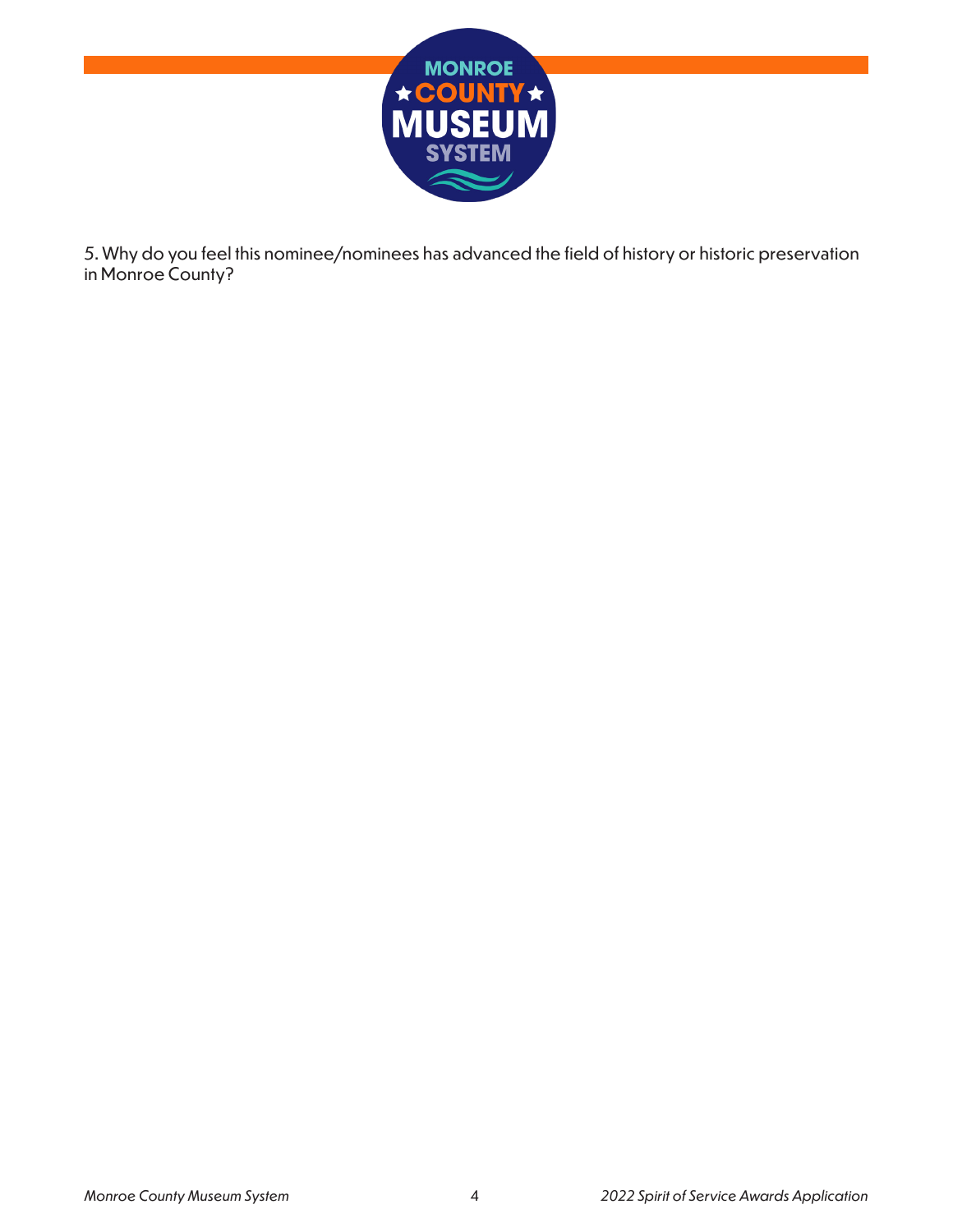5. Why do you feel this nominee/nominees has advanced the field of history or historic preservation in Monroe County?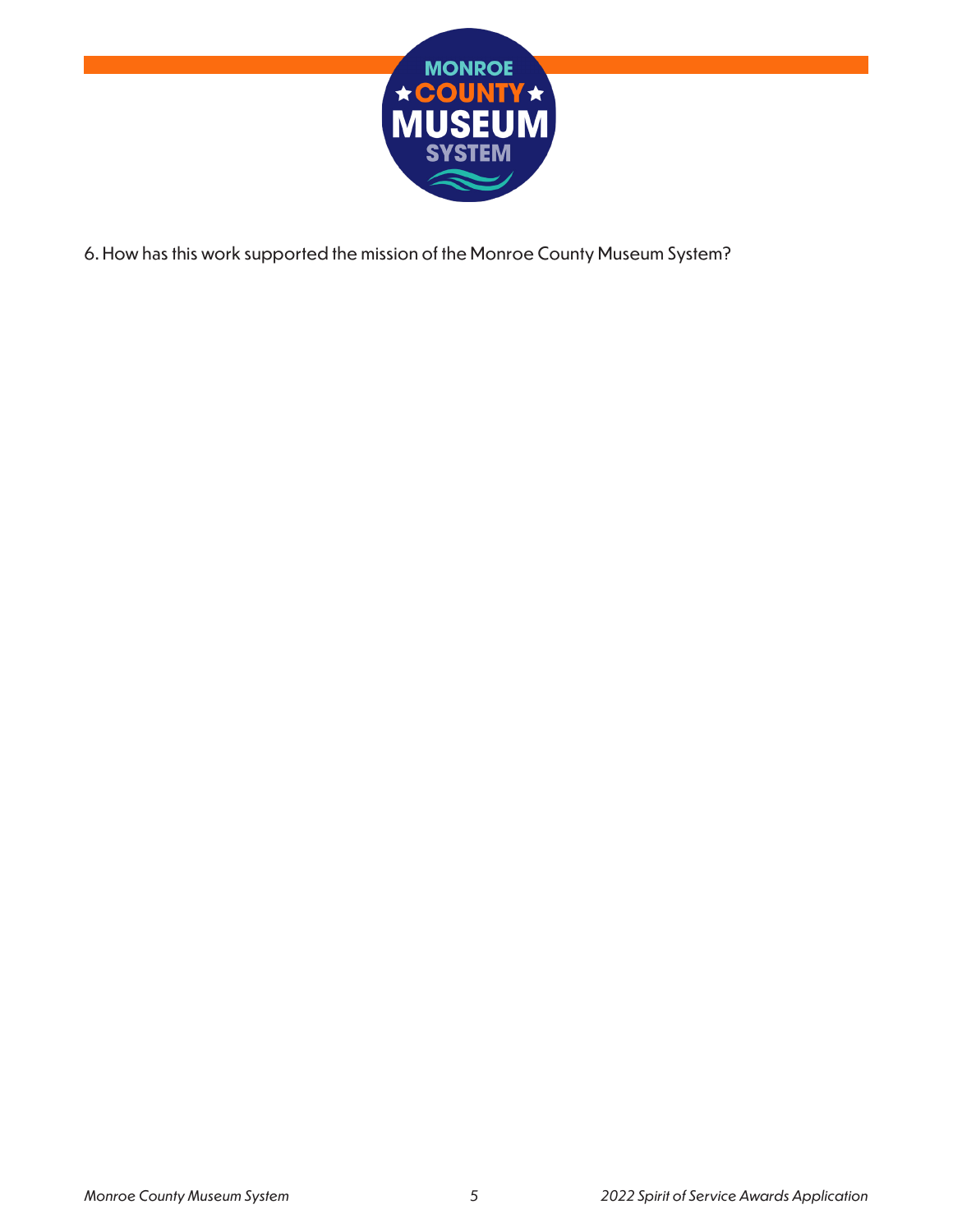6. How has this work supported the mission of the Monroe County Museum System?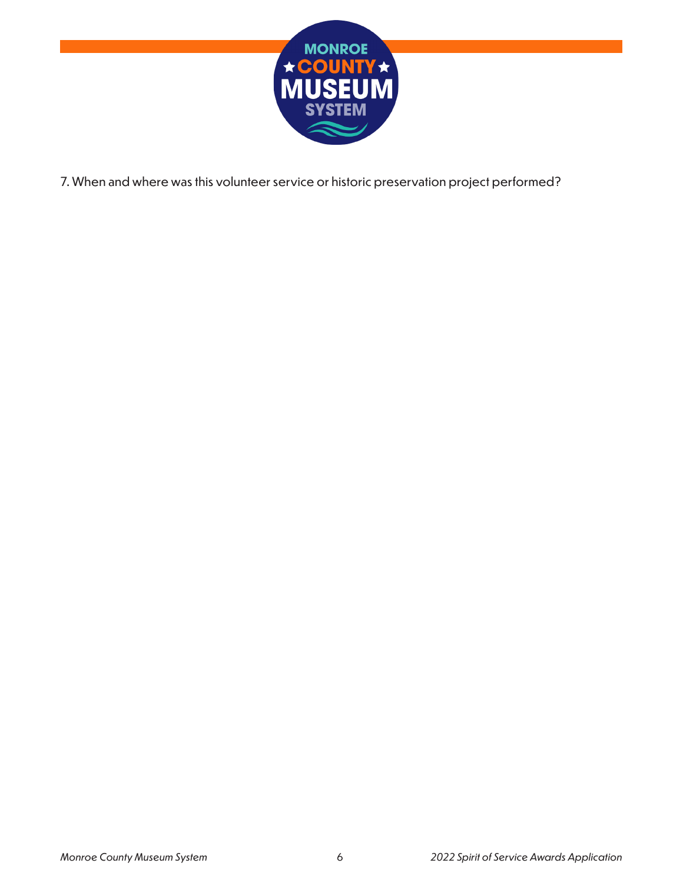7. When and where was this volunteer service or historic preservation project performed?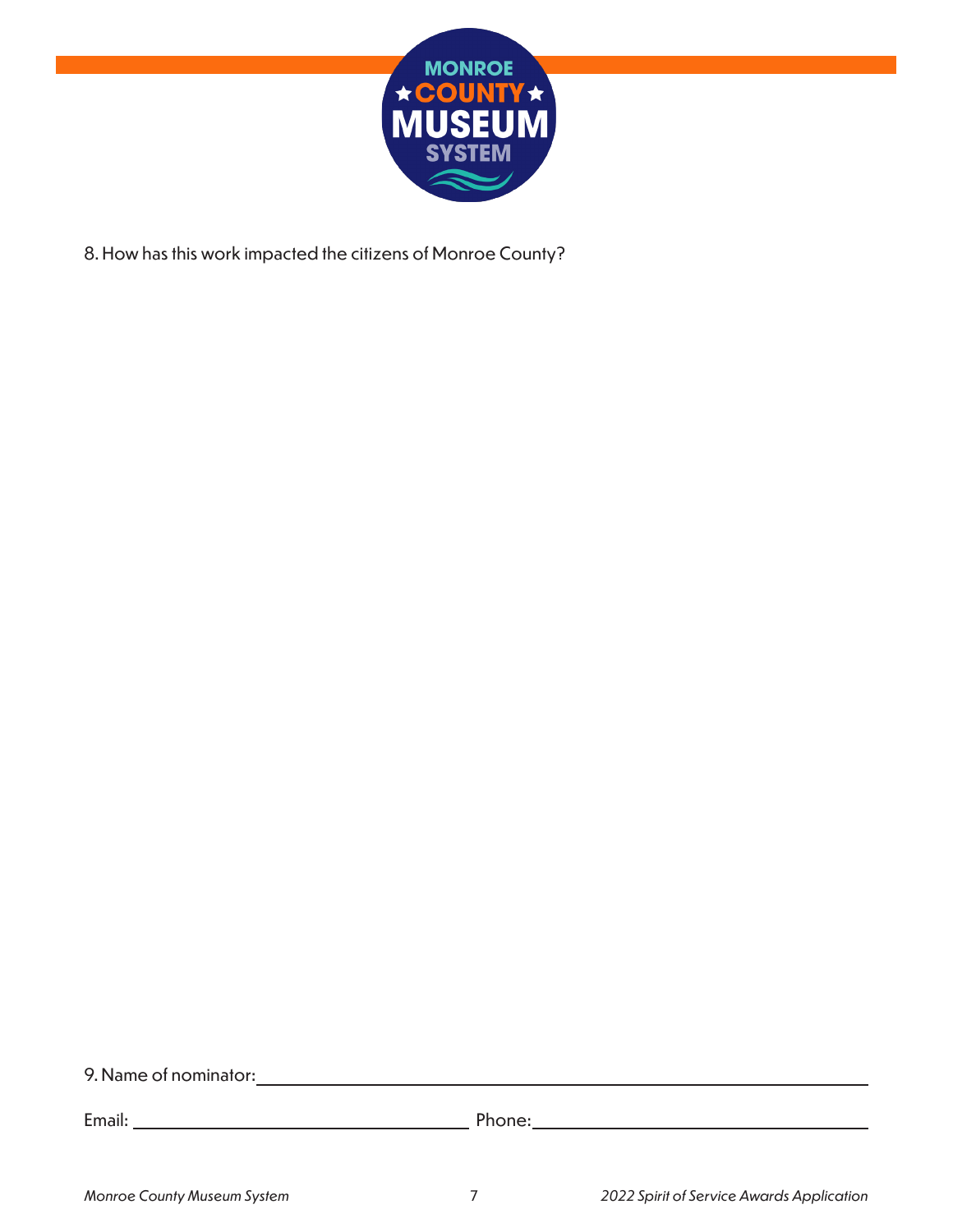8. How has this work impacted the citizens of Monroe County?

9. Name of nominator: ______________________________________________

Email: ______________________________ Phone: ______________________________